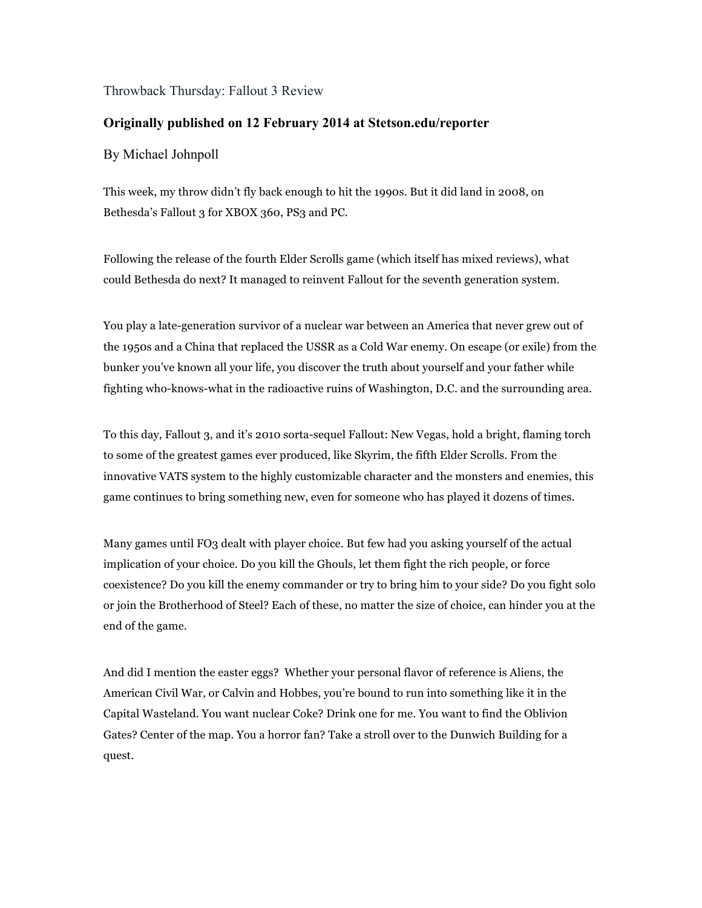# Throwback Thursday: Fallout 3 Review

**Originally published on 12 February 2014 at Stetson.edu/reporter**

By Michael Johnpoll

This week, my throw didn't fly back enough to hit the 1990s. But it did land in 2008, on Bethesda's Fallout 3 for XBOX 360, PS3 and PC.

Following the release of the fourth Elder Scrolls game (which itself has mixed reviews), what could Bethesda do next? It managed to reinvent Fallout for the seventh generation system.

You play a late-generation survivor of a nuclear war between an America that never grew out of the 1950s and a China that replaced the USSR as a Cold War enemy. On escape (or exile) from the bunker you've known all your life, you discover the truth about yourself and your father while fighting who-knows-what in the radioactive ruins of Washington, D.C. and the surrounding area.

To this day, Fallout 3, and it's 2010 sorta-sequel Fallout: New Vegas, hold a bright, flaming torch to some of the greatest games ever produced, like Skyrim, the fifth Elder Scrolls. From the innovative VATS system to the highly customizable character and the monsters and enemies, this game continues to bring something new, even for someone who has played it dozens of times.

Many games until FO3 dealt with player choice. But few had you asking yourself of the actual implication of your choice. Do you kill the Ghouls, let them fight the rich people, or force coexistence? Do you kill the enemy commander or try to bring him to your side? Do you fight solo or join the Brotherhood of Steel? Each of these, no matter the size of choice, can hinder you at the end of the game.

And did I mention the easter eggs? Whether your personal flavor of reference is Aliens, the American Civil War, or Calvin and Hobbes, you're bound to run into something like it in the Capital Wasteland. You want nuclear Coke? Drink one for me. You want to find the Oblivion Gates? Center of the map. You a horror fan? Take a stroll over to the Dunwich Building for a quest.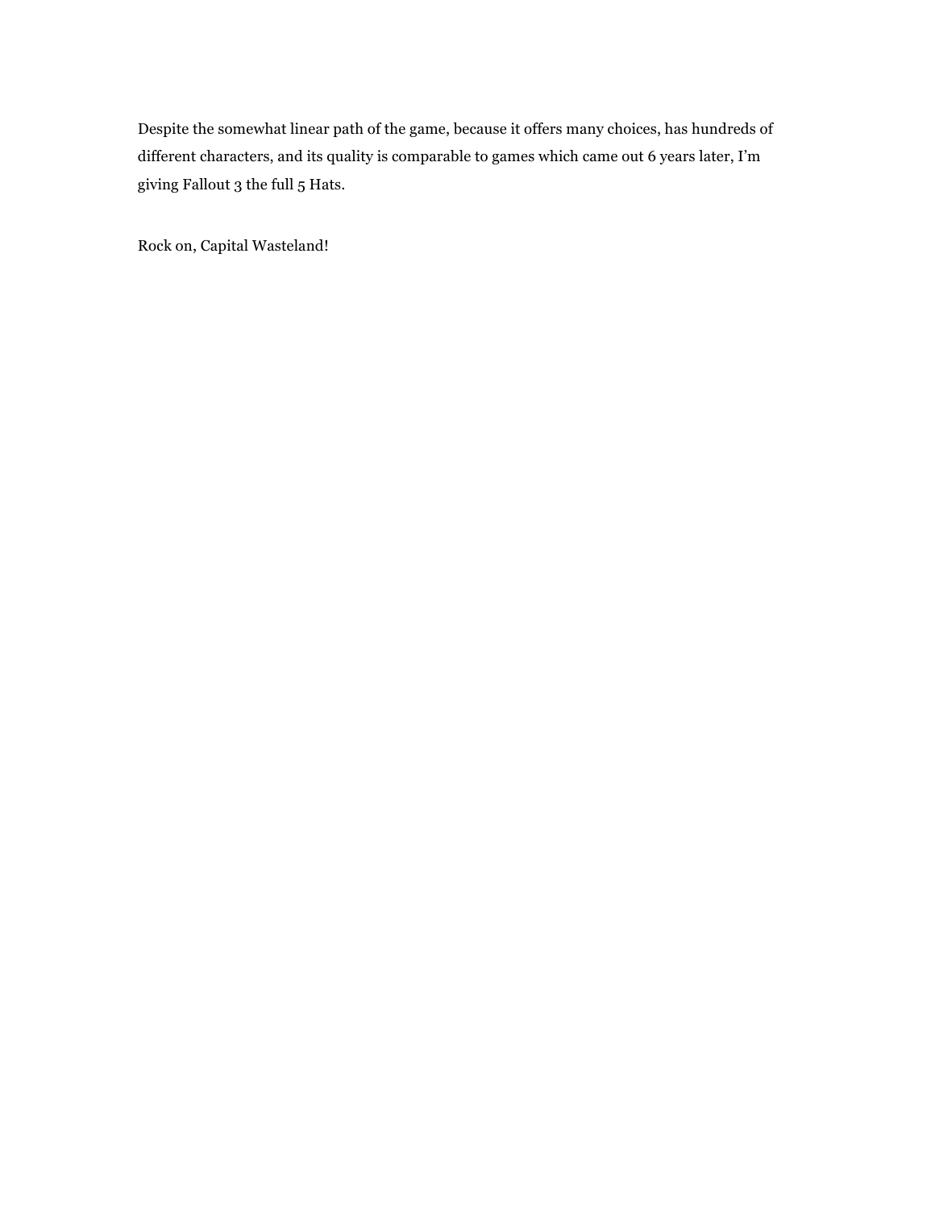Despite the somewhat linear path of the game, because it offers many choices, has hundreds of different characters, and its quality is comparable to games which came out 6 years later, I'm giving Fallout 3 the full 5 Hats.

Rock on, Capital Wasteland!